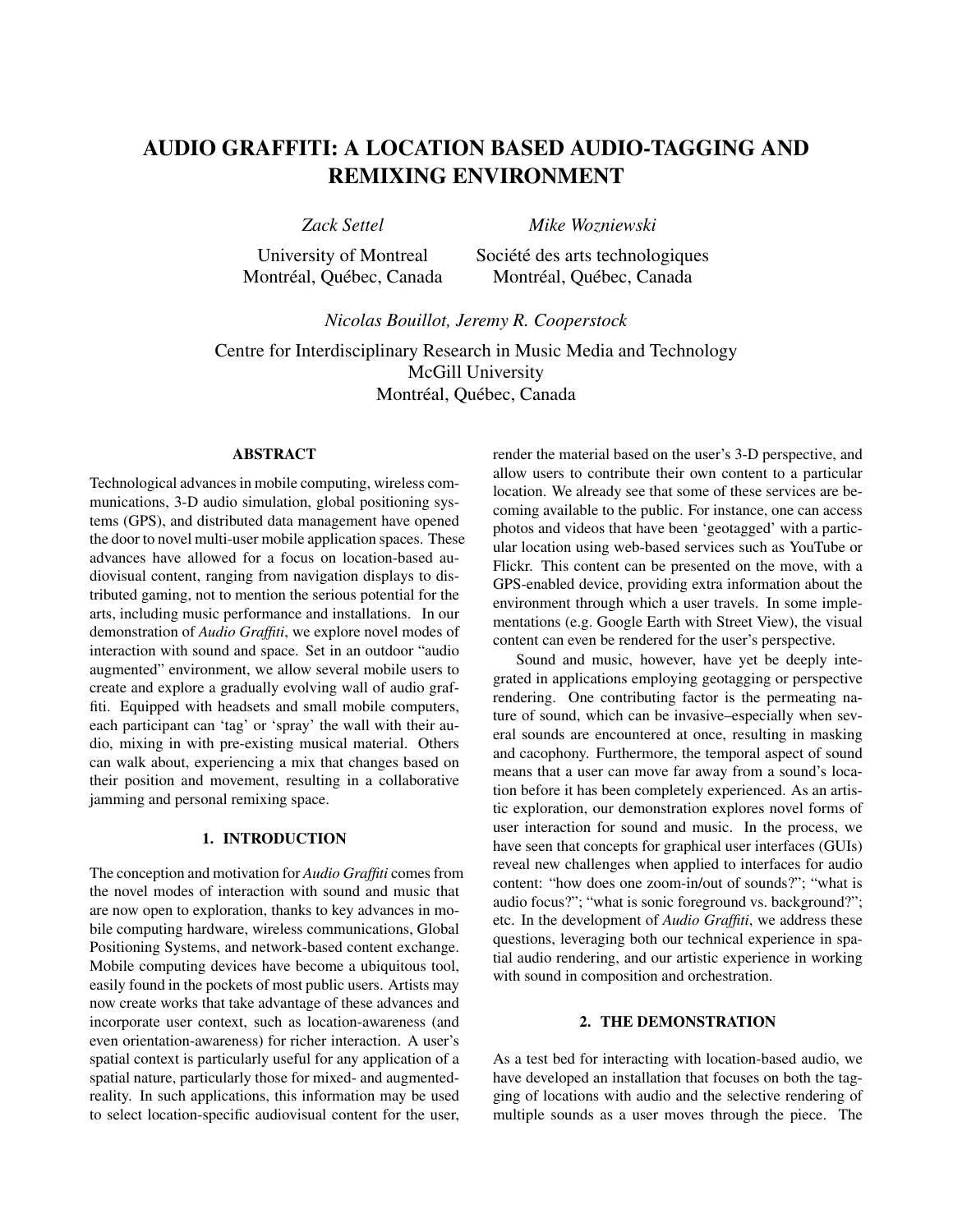# AUDIO GRAFFITI: A LOCATION BASED AUDIO-TAGGING AND REMIXING ENVIRONMENT

*Zack Settel*

University of Montreal
Montréal, Québec, Canada

*Mike Wozniewski*

Société des arts technologiques
Montréal, Québec, Canada

*Nicolas Bouillot, Jeremy R. Cooperstock*

Centre for Interdisciplinary Research in Music Media and Technology
McGill University
Montréal, Québec, Canada

## ABSTRACT

Technological advances in mobile computing, wireless communications, 3-D audio simulation, global positioning systems (GPS), and distributed data management have opened the door to novel multi-user mobile application spaces. These advances have allowed for a focus on location-based audiovisual content, ranging from navigation displays to distributed gaming, not to mention the serious potential for the arts, including music performance and installations. In our demonstration of *Audio Graffiti*, we explore novel modes of interaction with sound and space. Set in an outdoor "audio augmented" environment, we allow several mobile users to create and explore a gradually evolving wall of audio graffiti. Equipped with headsets and small mobile computers, each participant can 'tag' or 'spray' the wall with their audio, mixing in with pre-existing musical material. Others can walk about, experiencing a mix that changes based on their position and movement, resulting in a collaborative jamming and personal remixing space.

## 1. INTRODUCTION

The conception and motivation for *Audio Graffiti* comes from the novel modes of interaction with sound and music that are now open to exploration, thanks to key advances in mobile computing hardware, wireless communications, Global Positioning Systems, and network-based content exchange. Mobile computing devices have become a ubiquitous tool, easily found in the pockets of most public users. Artists may now create works that take advantage of these advances and incorporate user context, such as location-awareness (and even orientation-awareness) for richer interaction. A user's spatial context is particularly useful for any application of a spatial nature, particularly those for mixed- and augmented-reality. In such applications, this information may be used to select location-specific audiovisual content for the user, render the material based on the user's 3-D perspective, and allow users to contribute their own content to a particular location. We already see that some of these services are becoming available to the public. For instance, one can access photos and videos that have been 'geotagged' with a particular location using web-based services such as YouTube or Flickr. This content can be presented on the move, with a GPS-enabled device, providing extra information about the environment through which a user travels. In some implementations (e.g. Google Earth with Street View), the visual content can even be rendered for the user's perspective.

Sound and music, however, have yet be deeply integrated in applications employing geotagging or perspective rendering. One contributing factor is the permeating nature of sound, which can be invasive–especially when several sounds are encountered at once, resulting in masking and cacophony. Furthermore, the temporal aspect of sound means that a user can move far away from a sound's location before it has been completely experienced. As an artistic exploration, our demonstration explores novel forms of user interaction for sound and music. In the process, we have seen that concepts for graphical user interfaces (GUIs) reveal new challenges when applied to interfaces for audio content: "how does one zoom-in/out of sounds?"; "what is audio focus?"; "what is sonic foreground vs. background?"; etc. In the development of *Audio Graffiti*, we address these questions, leveraging both our technical experience in spatial audio rendering, and our artistic experience in working with sound in composition and orchestration.

## 2. THE DEMONSTRATION

As a test bed for interacting with location-based audio, we have developed an installation that focuses on both the tagging of locations with audio and the selective rendering of multiple sounds as a user moves through the piece. The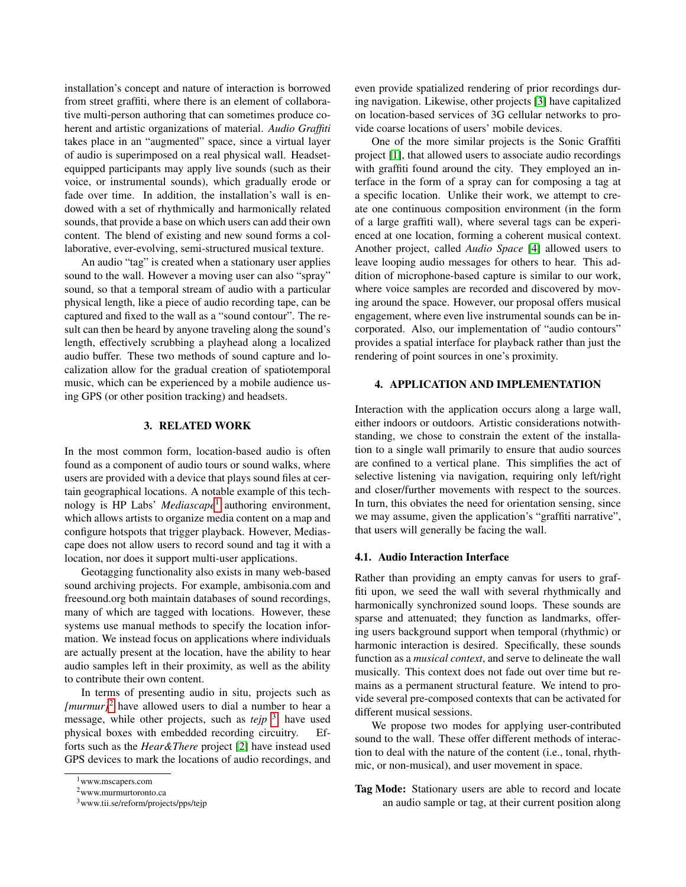installation's concept and nature of interaction is borrowed from street graffiti, where there is an element of collaborative multi-person authoring that can sometimes produce coherent and artistic organizations of material. *Audio Graffiti* takes place in an "augmented" space, since a virtual layer of audio is superimposed on a real physical wall. Headset-equipped participants may apply live sounds (such as their voice, or instrumental sounds), which gradually erode or fade over time. In addition, the installation's wall is endowed with a set of rhythmically and harmonically related sounds, that provide a base on which users can add their own content. The blend of existing and new sound forms a collaborative, ever-evolving, semi-structured musical texture.

An audio "tag" is created when a stationary user applies sound to the wall. However a moving user can also "spray" sound, so that a temporal stream of audio with a particular physical length, like a piece of audio recording tape, can be captured and fixed to the wall as a "sound contour". The result can then be heard by anyone traveling along the sound's length, effectively scrubbing a playhead along a localized audio buffer. These two methods of sound capture and localization allow for the gradual creation of spatiotemporal music, which can be experienced by a mobile audience using GPS (or other position tracking) and headsets.

## 3. RELATED WORK

In the most common form, location-based audio is often found as a component of audio tours or sound walks, where users are provided with a device that plays sound files at certain geographical locations. A notable example of this technology is HP Labs' *Mediascape*[1] authoring environment, which allows artists to organize media content on a map and configure hotspots that trigger playback. However, Mediascape does not allow users to record sound and tag it with a location, nor does it support multi-user applications.

Geotagging functionality also exists in many web-based sound archiving projects. For example, ambisonia.com and freesound.org both maintain databases of sound recordings, many of which are tagged with locations. However, these systems use manual methods to specify the location information. We instead focus on applications where individuals are actually present at the location, have the ability to hear audio samples left in their proximity, as well as the ability to contribute their own content.

In terms of presenting audio in situ, projects such as *[murmur]*[2] have allowed users to dial a number to hear a message, while other projects, such as *tejp*[3] have used physical boxes with embedded recording circuitry. Efforts such as the *Hear&There* project [2] have instead used GPS devices to mark the locations of audio recordings, and even provide spatialized rendering of prior recordings during navigation. Likewise, other projects [3] have capitalized on location-based services of 3G cellular networks to provide coarse locations of users' mobile devices.

One of the more similar projects is the Sonic Graffiti project [1], that allowed users to associate audio recordings with graffiti found around the city. They employed an interface in the form of a spray can for composing a tag at a specific location. Unlike their work, we attempt to create one continuous composition environment (in the form of a large graffiti wall), where several tags can be experienced at one location, forming a coherent musical context. Another project, called *Audio Space* [4] allowed users to leave looping audio messages for others to hear. This addition of microphone-based capture is similar to our work, where voice samples are recorded and discovered by moving around the space. However, our proposal offers musical engagement, where even live instrumental sounds can be incorporated. Also, our implementation of "audio contours" provides a spatial interface for playback rather than just the rendering of point sources in one's proximity.

## 4. APPLICATION AND IMPLEMENTATION

Interaction with the application occurs along a large wall, either indoors or outdoors. Artistic considerations notwithstanding, we chose to constrain the extent of the installation to a single wall primarily to ensure that audio sources are confined to a vertical plane. This simplifies the act of selective listening via navigation, requiring only left/right and closer/further movements with respect to the sources. In turn, this obviates the need for orientation sensing, since we may assume, given the application's "graffiti narrative", that users will generally be facing the wall.

### 4.1. Audio Interaction Interface

Rather than providing an empty canvas for users to graffiti upon, we seed the wall with several rhythmically and harmonically synchronized sound loops. These sounds are sparse and attenuated; they function as landmarks, offering users background support when temporal (rhythmic) or harmonic interaction is desired. Specifically, these sounds function as a *musical context*, and serve to delineate the wall musically. This context does not fade out over time but remains as a permanent structural feature. We intend to provide several pre-composed contexts that can be activated for different musical sessions.

We propose two modes for applying user-contributed sound to the wall. These offer different methods of interaction to deal with the nature of the content (i.e., tonal, rhythmic, or non-musical), and user movement in space.

**Tag Mode:** Stationary users are able to record and locate an audio sample or tag, at their current position along

[1] www.mscapers.com

[2] www.murmurtoronto.ca

[3] www.tii.se/reform/projects/pps/tejp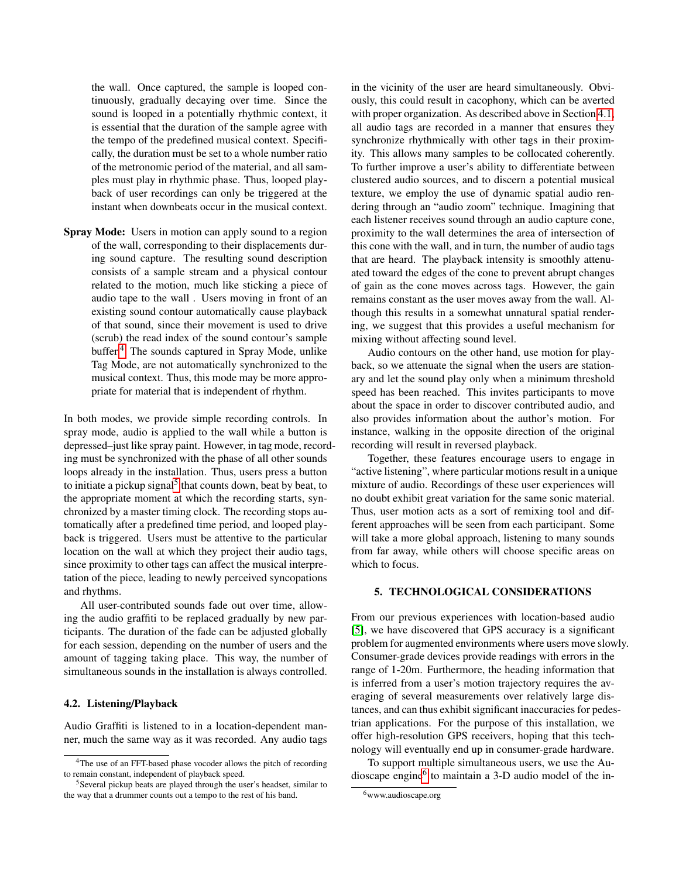the wall. Once captured, the sample is looped continuously, gradually decaying over time. Since the sound is looped in a potentially rhythmic context, it is essential that the duration of the sample agree with the tempo of the predefined musical context. Specifically, the duration must be set to a whole number ratio of the metronomic period of the material, and all samples must play in rhythmic phase. Thus, looped playback of user recordings can only be triggered at the instant when downbeats occur in the musical context.

**Spray Mode:** Users in motion can apply sound to a region of the wall, corresponding to their displacements during sound capture. The resulting sound description consists of a sample stream and a physical contour related to the motion, much like sticking a piece of audio tape to the wall . Users moving in front of an existing sound contour automatically cause playback of that sound, since their movement is used to drive (scrub) the read index of the sound contour's sample buffer.[4] The sounds captured in Spray Mode, unlike Tag Mode, are not automatically synchronized to the musical context. Thus, this mode may be more appropriate for material that is independent of rhythm.

In both modes, we provide simple recording controls. In spray mode, audio is applied to the wall while a button is depressed–just like spray paint. However, in tag mode, recording must be synchronized with the phase of all other sounds loops already in the installation. Thus, users press a button to initiate a pickup signal[5] that counts down, beat by beat, to the appropriate moment at which the recording starts, synchronized by a master timing clock. The recording stops automatically after a predefined time period, and looped playback is triggered. Users must be attentive to the particular location on the wall at which they project their audio tags, since proximity to other tags can affect the musical interpretation of the piece, leading to newly perceived syncopations and rhythms.

All user-contributed sounds fade out over time, allowing the audio graffiti to be replaced gradually by new participants. The duration of the fade can be adjusted globally for each session, depending on the number of users and the amount of tagging taking place. This way, the number of simultaneous sounds in the installation is always controlled.

### 4.2. Listening/Playback

Audio Graffiti is listened to in a location-dependent manner, much the same way as it was recorded. Any audio tags in the vicinity of the user are heard simultaneously. Obviously, this could result in cacophony, which can be averted with proper organization. As described above in Section 4.1, all audio tags are recorded in a manner that ensures they synchronize rhythmically with other tags in their proximity. This allows many samples to be collocated coherently. To further improve a user's ability to differentiate between clustered audio sources, and to discern a potential musical texture, we employ the use of dynamic spatial audio rendering through an "audio zoom" technique. Imagining that each listener receives sound through an audio capture cone, proximity to the wall determines the area of intersection of this cone with the wall, and in turn, the number of audio tags that are heard. The playback intensity is smoothly attenuated toward the edges of the cone to prevent abrupt changes of gain as the cone moves across tags. However, the gain remains constant as the user moves away from the wall. Although this results in a somewhat unnatural spatial rendering, we suggest that this provides a useful mechanism for mixing without affecting sound level.

Audio contours on the other hand, use motion for playback, so we attenuate the signal when the users are stationary and let the sound play only when a minimum threshold speed has been reached. This invites participants to move about the space in order to discover contributed audio, and also provides information about the author's motion. For instance, walking in the opposite direction of the original recording will result in reversed playback.

Together, these features encourage users to engage in "active listening", where particular motions result in a unique mixture of audio. Recordings of these user experiences will no doubt exhibit great variation for the same sonic material. Thus, user motion acts as a sort of remixing tool and different approaches will be seen from each participant. Some will take a more global approach, listening to many sounds from far away, while others will choose specific areas on which to focus.

## 5. TECHNOLOGICAL CONSIDERATIONS

From our previous experiences with location-based audio [5], we have discovered that GPS accuracy is a significant problem for augmented environments where users move slowly. Consumer-grade devices provide readings with errors in the range of 1-20m. Furthermore, the heading information that is inferred from a user's motion trajectory requires the averaging of several measurements over relatively large distances, and can thus exhibit significant inaccuracies for pedestrian applications. For the purpose of this installation, we offer high-resolution GPS receivers, hoping that this technology will eventually end up in consumer-grade hardware.

To support multiple simultaneous users, we use the Audioscape engine[6] to maintain a 3-D audio model of the in-

[4] The use of an FFT-based phase vocoder allows the pitch of recording to remain constant, independent of playback speed.

[5] Several pickup beats are played through the user's headset, similar to the way that a drummer counts out a tempo to the rest of his band.

[6] www.audioscape.org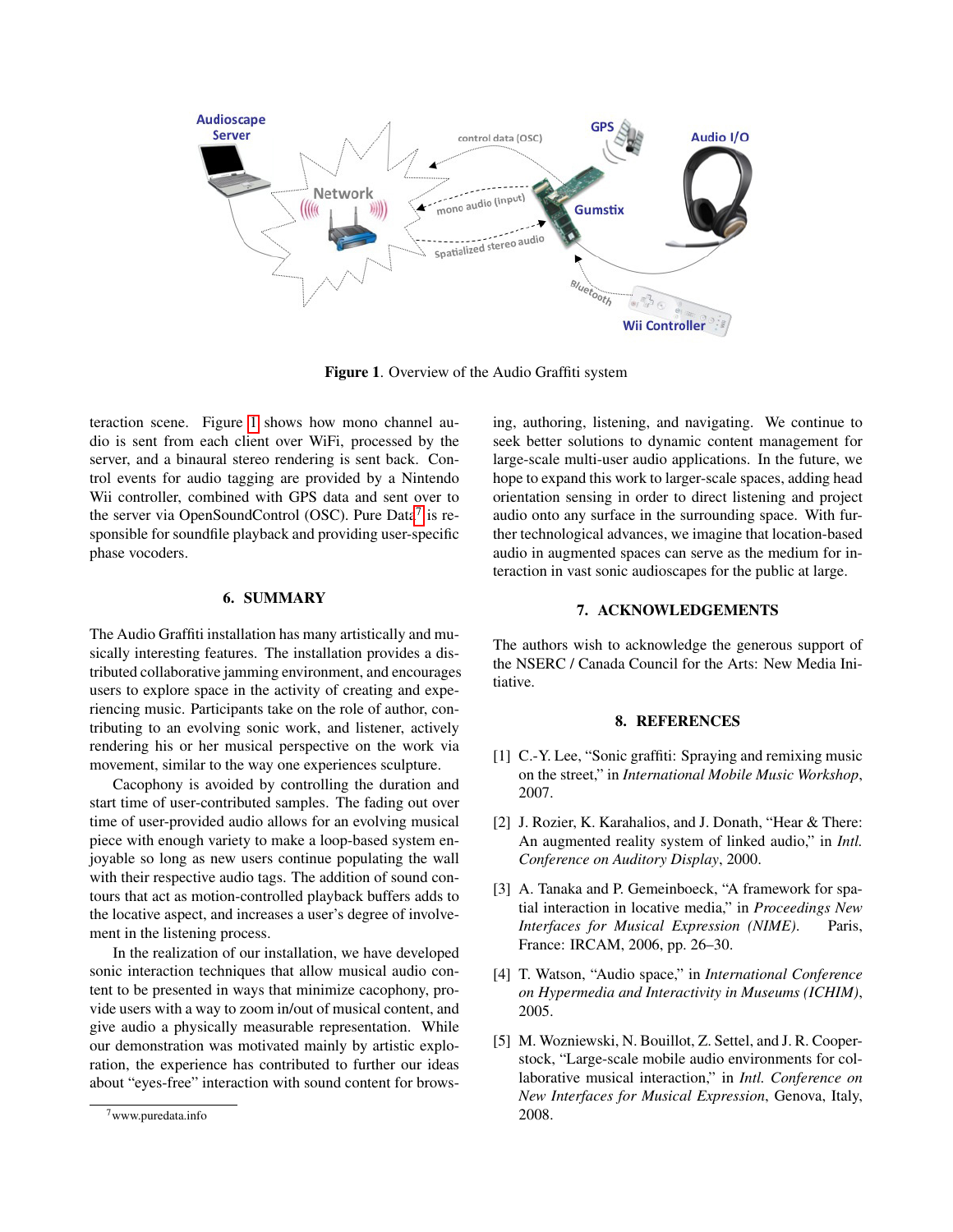Audioscape Server

Network

control data (OSC)

mono audio (input)

Spatialized stereo audio

GPS

Gumstix

Audio I/O

Bluetooth

Wii Controller

**Figure 1**. Overview of the Audio Graffiti system

teraction scene. Figure 1 shows how mono channel audio is sent from each client over WiFi, processed by the server, and a binaural stereo rendering is sent back. Control events for audio tagging are provided by a Nintendo Wii controller, combined with GPS data and sent over to the server via OpenSoundControl (OSC). Pure Data[7] is responsible for soundfile playback and providing user-specific phase vocoders.

## 6. SUMMARY

The Audio Graffiti installation has many artistically and musically interesting features. The installation provides a distributed collaborative jamming environment, and encourages users to explore space in the activity of creating and experiencing music. Participants take on the role of author, contributing to an evolving sonic work, and listener, actively rendering his or her musical perspective on the work via movement, similar to the way one experiences sculpture.

Cacophony is avoided by controlling the duration and start time of user-contributed samples. The fading out over time of user-provided audio allows for an evolving musical piece with enough variety to make a loop-based system enjoyable so long as new users continue populating the wall with their respective audio tags. The addition of sound contours that act as motion-controlled playback buffers adds to the locative aspect, and increases a user's degree of involvement in the listening process.

In the realization of our installation, we have developed sonic interaction techniques that allow musical audio content to be presented in ways that minimize cacophony, provide users with a way to zoom in/out of musical content, and give audio a physically measurable representation. While our demonstration was motivated mainly by artistic exploration, the experience has contributed to further our ideas about "eyes-free" interaction with sound content for browsing, authoring, listening, and navigating. We continue to seek better solutions to dynamic content management for large-scale multi-user audio applications. In the future, we hope to expand this work to larger-scale spaces, adding head orientation sensing in order to direct listening and project audio onto any surface in the surrounding space. With further technological advances, we imagine that location-based audio in augmented spaces can serve as the medium for interaction in vast sonic audioscapes for the public at large.

[7] www.puredata.info

## 7. ACKNOWLEDGEMENTS

The authors wish to acknowledge the generous support of the NSERC / Canada Council for the Arts: New Media Initiative.

## 8. REFERENCES

[1] C.-Y. Lee, "Sonic graffiti: Spraying and remixing music on the street," in *International Mobile Music Workshop*, 2007.

[2] J. Rozier, K. Karahalios, and J. Donath, "Hear & There: An augmented reality system of linked audio," in *Intl. Conference on Auditory Display*, 2000.

[3] A. Tanaka and P. Gemeinboeck, "A framework for spatial interaction in locative media," in *Proceedings New Interfaces for Musical Expression (NIME)*. Paris, France: IRCAM, 2006, pp. 26–30.

[4] T. Watson, "Audio space," in *International Conference on Hypermedia and Interactivity in Museums (ICHIM)*, 2005.

[5] M. Wozniewski, N. Bouillot, Z. Settel, and J. R. Cooperstock, "Large-scale mobile audio environments for collaborative musical interaction," in *Intl. Conference on New Interfaces for Musical Expression*, Genova, Italy, 2008.